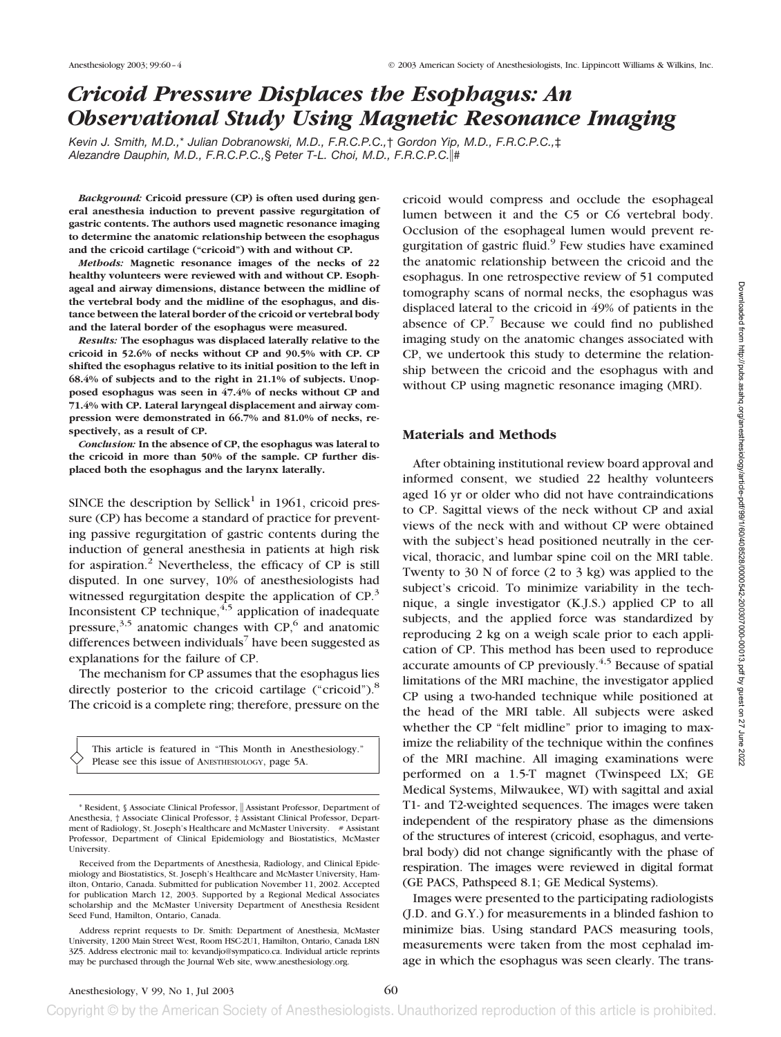# Cricoid Pressure Displaces the Esophagus: An Observational Study Using Magnetic Resonance Imaging

*Kevin J. Smith, M.D.,\* Julian Dobranowski, M.D., F.R.C.P.C.,† Gordon Yip, M.D., F.R.C.P.C.,‡ Alexandre Dauphin, M.D., F.R.C.P.C.,§ Peter T-L. Choi, M.D., F.R.C.P.C.‖#*

***Background:*** **Cricoid pressure (CP) is often used during general anesthesia induction to prevent passive regurgitation of gastric contents. The authors used magnetic resonance imaging to determine the anatomic relationship between the esophagus and the cricoid cartilage ("cricoid") with and without CP.**

***Methods:*** **Magnetic resonance images of the necks of 22 healthy volunteers were reviewed with and without CP. Esophageal and airway dimensions, distance between the midline of the vertebral body and the midline of the esophagus, and distance between the lateral border of the cricoid or vertebral body and the lateral border of the esophagus were measured.**

***Results:*** **The esophagus was displaced laterally relative to the cricoid in 52.6% of necks without CP and 90.5% with CP. CP shifted the esophagus relative to its initial position to the left in 68.4% of subjects and to the right in 21.1% of subjects. Unopposed esophagus was seen in 47.4% of necks without CP and 71.4% with CP. Lateral laryngeal displacement and airway compression were demonstrated in 66.7% and 81.0% of necks, respectively, as a result of CP.**

***Conclusion:*** **In the absence of CP, the esophagus was lateral to the cricoid in more than 50% of the sample. CP further displaced both the esophagus and the larynx laterally.**

SINCE the description by Sellick[1] in 1961, cricoid pressure (CP) has become a standard of practice for preventing passive regurgitation of gastric contents during the induction of general anesthesia in patients at high risk for aspiration.[2] Nevertheless, the efficacy of CP is still disputed. In one survey, 10% of anesthesiologists had witnessed regurgitation despite the application of CP.[3] Inconsistent CP technique,[4,5] application of inadequate pressure,[3,5] anatomic changes with CP,[6] and anatomic differences between individuals[7] have been suggested as explanations for the failure of CP.

The mechanism for CP assumes that the esophagus lies directly posterior to the cricoid cartilage ("cricoid").[8] The cricoid is a complete ring; therefore, pressure on the cricoid would compress and occlude the esophageal lumen between it and the C5 or C6 vertebral body. Occlusion of the esophageal lumen would prevent regurgitation of gastric fluid.[9] Few studies have examined the anatomic relationship between the cricoid and the esophagus. In one retrospective review of 51 computed tomography scans of normal necks, the esophagus was displaced lateral to the cricoid in 49% of patients in the absence of CP.[7] Because we could find no published imaging study on the anatomic changes associated with CP, we undertook this study to determine the relationship between the cricoid and the esophagus with and without CP using magnetic resonance imaging (MRI).

> This article is featured in "This Month in Anesthesiology." Please see this issue of ANESTHESIOLOGY, page 5A.

\* Resident, § Associate Clinical Professor, ‖ Assistant Professor, Department of Anesthesia, † Associate Clinical Professor, ‡ Assistant Clinical Professor, Department of Radiology, St. Joseph's Healthcare and McMaster University. # Assistant Professor, Department of Clinical Epidemiology and Biostatistics, McMaster University.

Received from the Departments of Anesthesia, Radiology, and Clinical Epidemiology and Biostatistics, St. Joseph's Healthcare and McMaster University, Hamilton, Ontario, Canada. Submitted for publication November 11, 2002. Accepted for publication March 12, 2003. Supported by a Regional Medical Associates scholarship and the McMaster University Department of Anesthesia Resident Seed Fund, Hamilton, Ontario, Canada.

Address reprint requests to Dr. Smith: Department of Anesthesia, McMaster University, 1200 Main Street West, Room HSC-2U1, Hamilton, Ontario, Canada L8N 3Z5. Address electronic mail to: kevandjo@sympatico.ca. Individual article reprints may be purchased through the Journal Web site, www.anesthesiology.org.

## Materials and Methods

After obtaining institutional review board approval and informed consent, we studied 22 healthy volunteers aged 16 yr or older who did not have contraindications to CP. Sagittal views of the neck without CP and axial views of the neck with and without CP were obtained with the subject's head positioned neutrally in the cervical, thoracic, and lumbar spine coil on the MRI table. Twenty to 30 N of force (2 to 3 kg) was applied to the subject's cricoid. To minimize variability in the technique, a single investigator (K.J.S.) applied CP to all subjects, and the applied force was standardized by reproducing 2 kg on a weigh scale prior to each application of CP. This method has been used to reproduce accurate amounts of CP previously.[4,5] Because of spatial limitations of the MRI machine, the investigator applied CP using a two-handed technique while positioned at the head of the MRI table. All subjects were asked whether the CP "felt midline" prior to imaging to maximize the reliability of the technique within the confines of the MRI machine. All imaging examinations were performed on a 1.5-T magnet (Twinspeed LX; GE Medical Systems, Milwaukee, WI) with sagittal and axial T1- and T2-weighted sequences. The images were taken independent of the respiratory phase as the dimensions of the structures of interest (cricoid, esophagus, and vertebral body) did not change significantly with the phase of respiration. The images were reviewed in digital format (GE PACS, Pathspeed 8.1; GE Medical Systems).

Images were presented to the participating radiologists (J.D. and G.Y.) for measurements in a blinded fashion to minimize bias. Using standard PACS measuring tools, measurements were taken from the most cephalad image in which the esophagus was seen clearly. The trans-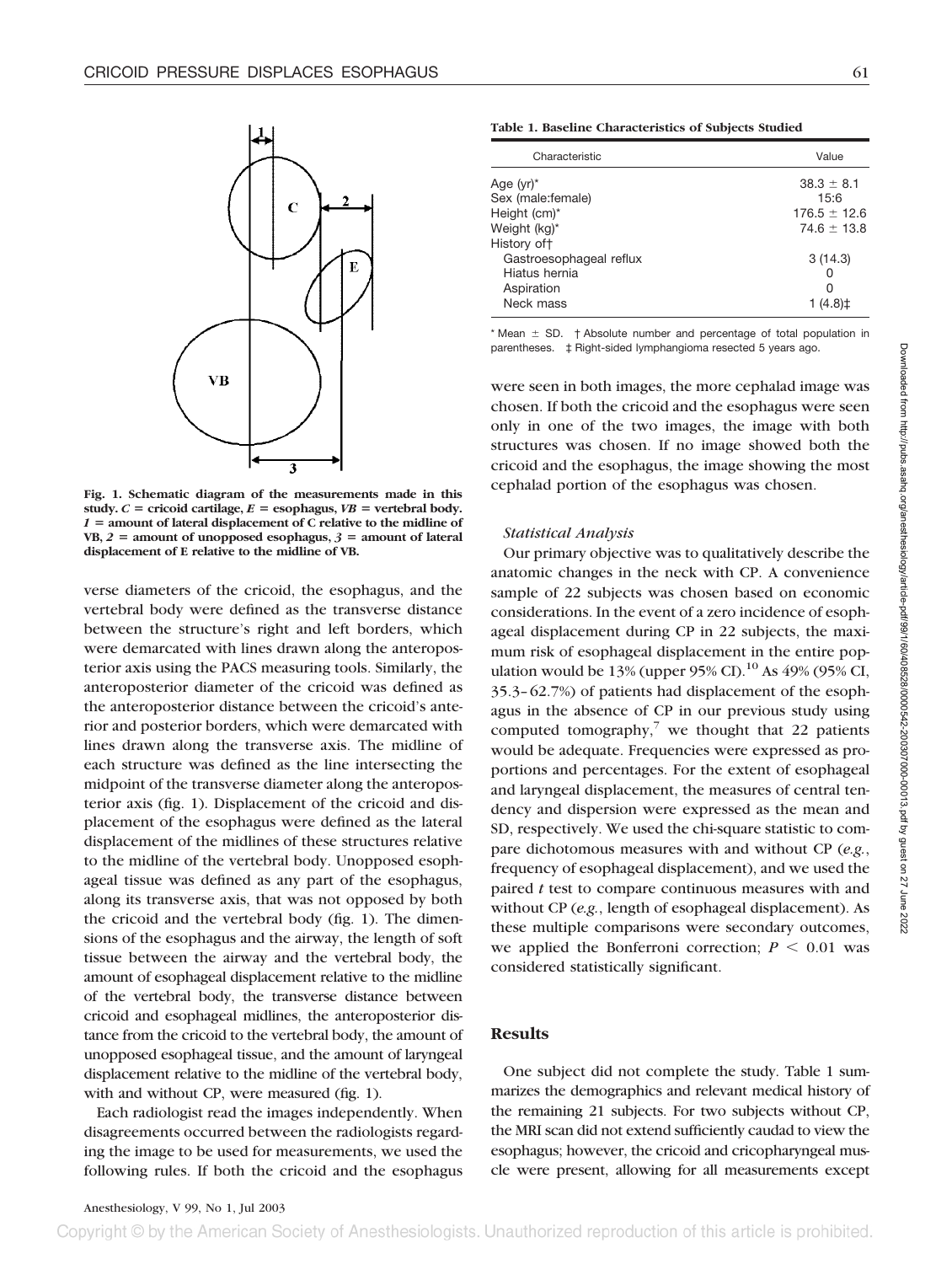Fig. 1. Schematic diagram of the measurements made in this study. *C* = cricoid cartilage, *E* = esophagus, *VB* = vertebral body. *1* = amount of lateral displacement of C relative to the midline of VB, *2* = amount of unopposed esophagus, *3* = amount of lateral displacement of E relative to the midline of VB.

verse diameters of the cricoid, the esophagus, and the vertebral body were defined as the transverse distance between the structure's right and left borders, which were demarcated with lines drawn along the anteroposterior axis using the PACS measuring tools. Similarly, the anteroposterior diameter of the cricoid was defined as the anteroposterior distance between the cricoid's anterior and posterior borders, which were demarcated with lines drawn along the transverse axis. The midline of each structure was defined as the line intersecting the midpoint of the transverse diameter along the anteroposterior axis (fig. 1). Displacement of the cricoid and displacement of the esophagus were defined as the lateral displacement of the midlines of these structures relative to the midline of the vertebral body. Unopposed esophageal tissue was defined as any part of the esophagus, along its transverse axis, that was not opposed by both the cricoid and the vertebral body (fig. 1). The dimensions of the esophagus and the airway, the length of soft tissue between the airway and the vertebral body, the amount of esophageal displacement relative to the midline of the vertebral body, the transverse distance between cricoid and esophageal midlines, the anteroposterior distance from the cricoid to the vertebral body, the amount of unopposed esophageal tissue, and the amount of laryngeal displacement relative to the midline of the vertebral body, with and without CP, were measured (fig. 1).

Each radiologist read the images independently. When disagreements occurred between the radiologists regarding the image to be used for measurements, we used the following rules. If both the cricoid and the esophagus were seen in both images, the more cephalad image was chosen. If both the cricoid and the esophagus were seen only in one of the two images, the image with both structures was chosen. If no image showed both the cricoid and the esophagus, the image showing the most cephalad portion of the esophagus was chosen.

**Table 1. Baseline Characteristics of Subjects Studied**

| Characteristic | Value |
|---|---|
| Age (yr)* | 38.3 ± 8.1 |
| Sex (male:female) | 15:6 |
| Height (cm)* | 176.5 ± 12.6 |
| Weight (kg)* | 74.6 ± 13.8 |
| History of† | |
| Gastroesophageal reflux | 3 (14.3) |
| Hiatus hernia | 0 |
| Aspiration | 0 |
| Neck mass | 1 (4.8)‡ |

\* Mean ± SD. † Absolute number and percentage of total population in parentheses. ‡ Right-sided lymphangioma resected 5 years ago.

### *Statistical Analysis*

Our primary objective was to qualitatively describe the anatomic changes in the neck with CP. A convenience sample of 22 subjects was chosen based on economic considerations. In the event of a zero incidence of esophageal displacement during CP in 22 subjects, the maximum risk of esophageal displacement in the entire population would be 13% (upper 95% CI).[10] As 49% (95% CI, 35.3–62.7%) of patients had displacement of the esophagus in the absence of CP in our previous study using computed tomography,[7] we thought that 22 patients would be adequate. Frequencies were expressed as proportions and percentages. For the extent of esophageal and laryngeal displacement, the measures of central tendency and dispersion were expressed as the mean and SD, respectively. We used the chi-square statistic to compare dichotomous measures with and without CP (*e.g.*, frequency of esophageal displacement), and we used the paired *t* test to compare continuous measures with and without CP (*e.g.*, length of esophageal displacement). As these multiple comparisons were secondary outcomes, we applied the Bonferroni correction; $P < 0.01$ was considered statistically significant.

## Results

One subject did not complete the study. Table 1 summarizes the demographics and relevant medical history of the remaining 21 subjects. For two subjects without CP, the MRI scan did not extend sufficiently caudad to view the esophagus; however, the cricoid and cricopharyngeal muscle were present, allowing for all measurements except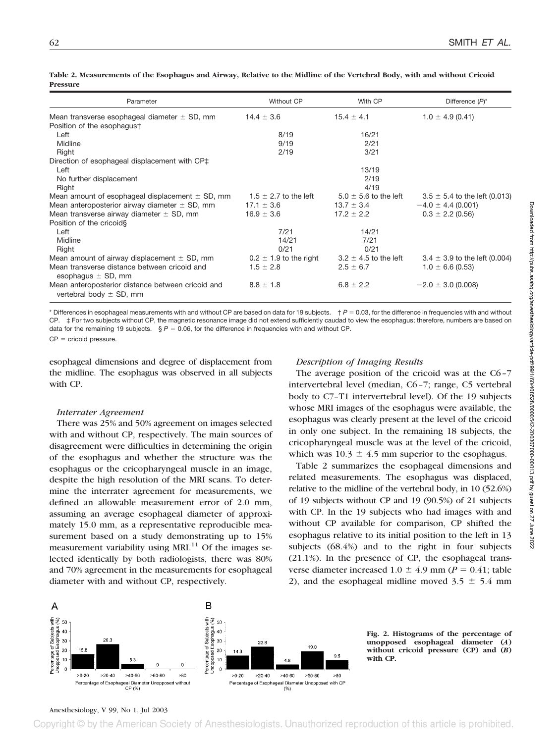**Table 2. Measurements of the Esophagus and Airway, Relative to the Midline of the Vertebral Body, with and without Cricoid Pressure**

| Parameter | Without CP | With CP | Difference (*P*)* |
|---|---|---|---|
| Mean transverse esophageal diameter ± SD, mm | 14.4 ± 3.6 | 15.4 ± 4.1 | 1.0 ± 4.9 (0.41) |
| Position of the esophagus† | | | |
| Left | 8/19 | 16/21 | |
| Midline | 9/19 | 2/21 | |
| Right | 2/19 | 3/21 | |
| Direction of esophageal displacement with CP‡ | | | |
| Left | | 13/19 | |
| No further displacement | | 2/19 | |
| Right | | 4/19 | |
| Mean amount of esophageal displacement ± SD, mm | 1.5 ± 2.7 to the left | 5.0 ± 5.6 to the left | 3.5 ± 5.4 to the left (0.013) |
| Mean anteroposterior airway diameter ± SD, mm | 17.1 ± 3.6 | 13.7 ± 3.4 | −4.0 ± 4.4 (0.001) |
| Mean transverse airway diameter ± SD, mm | 16.9 ± 3.6 | 17.2 ± 2.2 | 0.3 ± 2.2 (0.56) |
| Position of the cricoid§ | | | |
| Left | 7/21 | 14/21 | |
| Midline | 14/21 | 7/21 | |
| Right | 0/21 | 0/21 | |
| Mean amount of airway displacement ± SD, mm | 0.2 ± 1.9 to the right | 3.2 ± 4.5 to the left | 3.4 ± 3.9 to the left (0.004) |
| Mean transverse distance between cricoid and esophagus ± SD, mm | 1.5 ± 2.8 | 2.5 ± 6.7 | 1.0 ± 6.6 (0.53) |
| Mean anteroposterior distance between cricoid and vertebral body ± SD, mm | 8.8 ± 1.8 | 6.8 ± 2.2 | −2.0 ± 3.0 (0.008) |

\* Differences in esophageal measurements with and without CP are based on data for 19 subjects. † $P = 0.03$, for the difference in frequencies with and without CP. ‡ For two subjects without CP, the magnetic resonance image did not extend sufficiently caudad to view the esophagus; therefore, numbers are based on data for the remaining 19 subjects. § $P = 0.06$, for the difference in frequencies with and without CP.

CP = cricoid pressure.

esophageal dimensions and degree of displacement from the midline. The esophagus was observed in all subjects with CP.

### *Interrater Agreement*

There was 25% and 50% agreement on images selected with and without CP, respectively. The main sources of disagreement were difficulties in determining the origin of the esophagus and whether the structure was the esophagus or the cricopharyngeal muscle in an image, despite the high resolution of the MRI scans. To determine the interrater agreement for measurements, we defined an allowable measurement error of 2.0 mm, assuming an average esophageal diameter of approximately 15.0 mm, as a representative reproducible measurement based on a study demonstrating up to 15% measurement variability using MRI.[11] Of the images selected identically by both radiologists, there was 80% and 70% agreement in the measurements for esophageal diameter with and without CP, respectively.

### *Description of Imaging Results*

The average position of the cricoid was at the C6–7 intervertebral level (median, C6–7; range, C5 vertebral body to C7–T1 intervertebral level). Of the 19 subjects whose MRI images of the esophagus were available, the esophagus was clearly present at the level of the cricoid in only one subject. In the remaining 18 subjects, the cricopharyngeal muscle was at the level of the cricoid, which was 10.3 ± 4.5 mm superior to the esophagus.

Table 2 summarizes the esophageal dimensions and related measurements. The esophagus was displaced, relative to the midline of the vertebral body, in 10 (52.6%) of 19 subjects without CP and 19 (90.5%) of 21 subjects with CP. In the 19 subjects who had images with and without CP available for comparison, CP shifted the esophagus relative to its initial position to the left in 13 subjects (68.4%) and to the right in four subjects (21.1%). In the presence of CP, the esophageal transverse diameter increased 1.0 ± 4.9 mm ($P = 0.41$; table 2), and the esophageal midline moved 3.5 ± 5.4 mm

**Fig. 2. Histograms of the percentage of unopposed esophageal diameter (*A*) without cricoid pressure (CP) and (*B*) with CP.**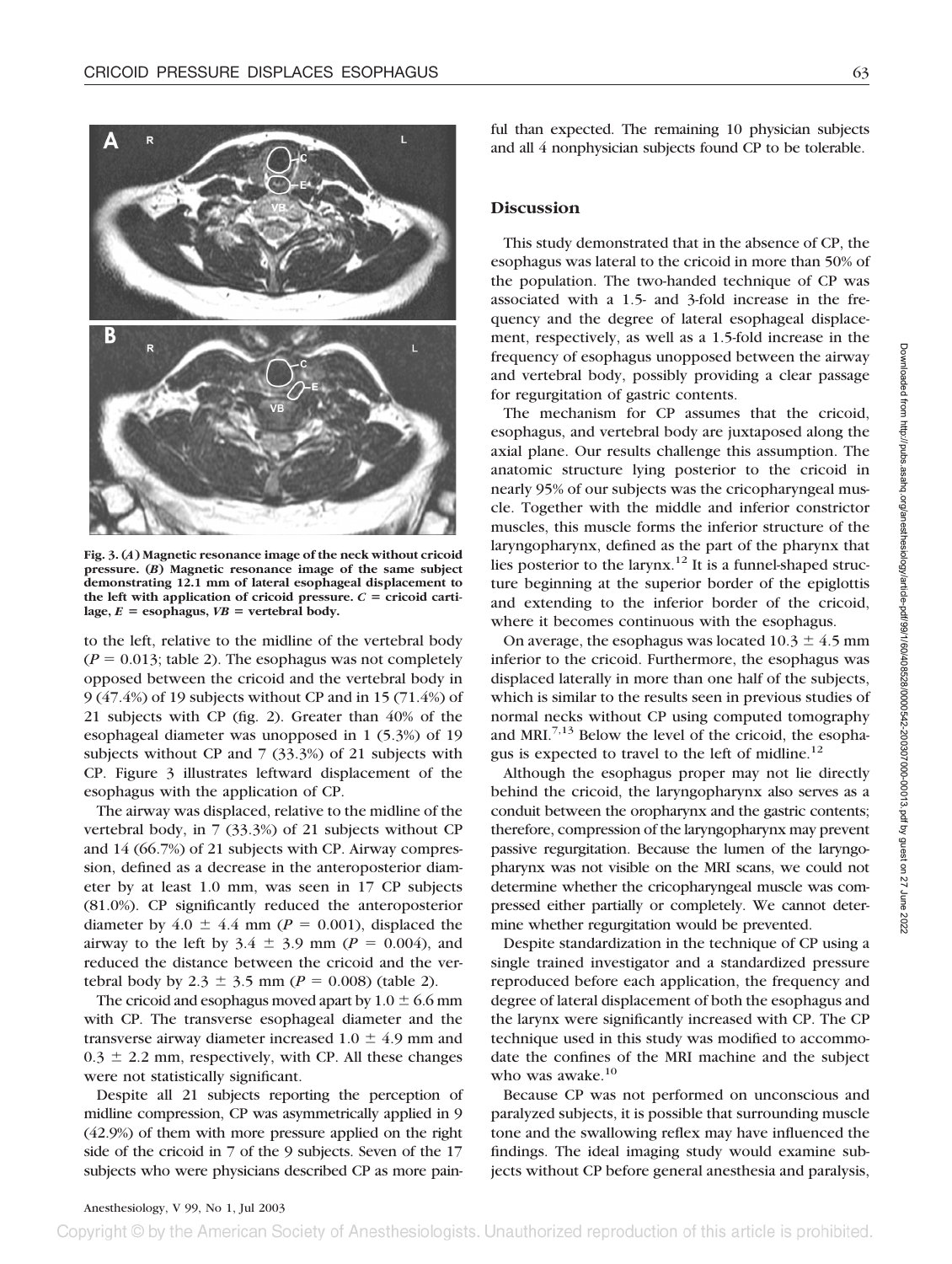Fig. 3. (*A*) Magnetic resonance image of the neck without cricoid pressure. (*B*) Magnetic resonance image of the same subject demonstrating 12.1 mm of lateral esophageal displacement to the left with application of cricoid pressure. *C* = cricoid cartilage, *E* = esophagus, *VB* = vertebral body.

to the left, relative to the midline of the vertebral body ($P = 0.013$; table 2). The esophagus was not completely opposed between the cricoid and the vertebral body in 9 (47.4%) of 19 subjects without CP and in 15 (71.4%) of 21 subjects with CP (fig. 2). Greater than 40% of the esophageal diameter was unopposed in 1 (5.3%) of 19 subjects without CP and 7 (33.3%) of 21 subjects with CP. Figure 3 illustrates leftward displacement of the esophagus with the application of CP.

The airway was displaced, relative to the midline of the vertebral body, in 7 (33.3%) of 21 subjects without CP and 14 (66.7%) of 21 subjects with CP. Airway compression, defined as a decrease in the anteroposterior diameter by at least 1.0 mm, was seen in 17 CP subjects (81.0%). CP significantly reduced the anteroposterior diameter by $4.0 \pm 4.4$ mm ($P = 0.001$), displaced the airway to the left by $3.4 \pm 3.9$ mm ($P = 0.004$), and reduced the distance between the cricoid and the vertebral body by $2.3 \pm 3.5$ mm ($P = 0.008$) (table 2).

The cricoid and esophagus moved apart by $1.0 \pm 6.6$ mm with CP. The transverse esophageal diameter and the transverse airway diameter increased $1.0 \pm 4.9$ mm and $0.3 \pm 2.2$ mm, respectively, with CP. All these changes were not statistically significant.

Despite all 21 subjects reporting the perception of midline compression, CP was asymmetrically applied in 9 (42.9%) of them with more pressure applied on the right side of the cricoid in 7 of the 9 subjects. Seven of the 17 subjects who were physicians described CP as more painful than expected. The remaining 10 physician subjects and all 4 nonphysician subjects found CP to be tolerable.

## Discussion

This study demonstrated that in the absence of CP, the esophagus was lateral to the cricoid in more than 50% of the population. The two-handed technique of CP was associated with a 1.5- and 3-fold increase in the frequency and the degree of lateral esophageal displacement, respectively, as well as a 1.5-fold increase in the frequency of esophagus unopposed between the airway and vertebral body, possibly providing a clear passage for regurgitation of gastric contents.

The mechanism for CP assumes that the cricoid, esophagus, and vertebral body are juxtaposed along the axial plane. Our results challenge this assumption. The anatomic structure lying posterior to the cricoid in nearly 95% of our subjects was the cricopharyngeal muscle. Together with the middle and inferior constrictor muscles, this muscle forms the inferior structure of the laryngopharynx, defined as the part of the pharynx that lies posterior to the larynx.[12] It is a funnel-shaped structure beginning at the superior border of the epiglottis and extending to the inferior border of the cricoid, where it becomes continuous with the esophagus.

On average, the esophagus was located $10.3 \pm 4.5$ mm inferior to the cricoid. Furthermore, the esophagus was displaced laterally in more than one half of the subjects, which is similar to the results seen in previous studies of normal necks without CP using computed tomography and MRI.[7,13] Below the level of the cricoid, the esophagus is expected to travel to the left of midline.[12]

Although the esophagus proper may not lie directly behind the cricoid, the laryngopharynx also serves as a conduit between the oropharynx and the gastric contents; therefore, compression of the laryngopharynx may prevent passive regurgitation. Because the lumen of the laryngopharynx was not visible on the MRI scans, we could not determine whether the cricopharyngeal muscle was compressed either partially or completely. We cannot determine whether regurgitation would be prevented.

Despite standardization in the technique of CP using a single trained investigator and a standardized pressure reproduced before each application, the frequency and degree of lateral displacement of both the esophagus and the larynx were significantly increased with CP. The CP technique used in this study was modified to accommodate the confines of the MRI machine and the subject who was awake.[10]

Because CP was not performed on unconscious and paralyzed subjects, it is possible that surrounding muscle tone and the swallowing reflex may have influenced the findings. The ideal imaging study would examine subjects without CP before general anesthesia and paralysis,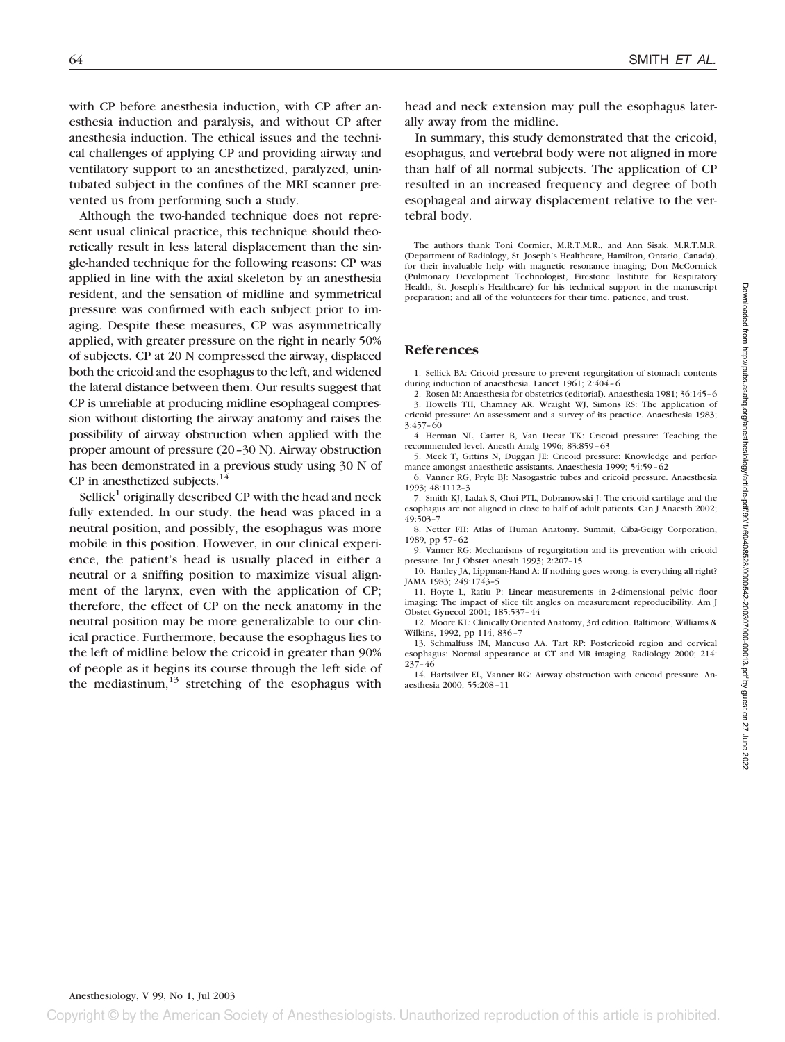with CP before anesthesia induction, with CP after anesthesia induction and paralysis, and without CP after anesthesia induction. The ethical issues and the technical challenges of applying CP and providing airway and ventilatory support to an anesthetized, paralyzed, unintubated subject in the confines of the MRI scanner prevented us from performing such a study.

Although the two-handed technique does not represent usual clinical practice, this technique should theoretically result in less lateral displacement than the single-handed technique for the following reasons: CP was applied in line with the axial skeleton by an anesthesia resident, and the sensation of midline and symmetrical pressure was confirmed with each subject prior to imaging. Despite these measures, CP was asymmetrically applied, with greater pressure on the right in nearly 50% of subjects. CP at 20 N compressed the airway, displaced both the cricoid and the esophagus to the left, and widened the lateral distance between them. Our results suggest that CP is unreliable at producing midline esophageal compression without distorting the airway anatomy and raises the possibility of airway obstruction when applied with the proper amount of pressure (20–30 N). Airway obstruction has been demonstrated in a previous study using 30 N of CP in anesthetized subjects.[14]

Sellick[1] originally described CP with the head and neck fully extended. In our study, the head was placed in a neutral position, and possibly, the esophagus was more mobile in this position. However, in our clinical experience, the patient's head is usually placed in either a neutral or a sniffing position to maximize visual alignment of the larynx, even with the application of CP; therefore, the effect of CP on the neck anatomy in the neutral position may be more generalizable to our clinical practice. Furthermore, because the esophagus lies to the left of midline below the cricoid in greater than 90% of people as it begins its course through the left side of the mediastinum,[13] stretching of the esophagus with head and neck extension may pull the esophagus laterally away from the midline.

In summary, this study demonstrated that the cricoid, esophagus, and vertebral body were not aligned in more than half of all normal subjects. The application of CP resulted in an increased frequency and degree of both esophageal and airway displacement relative to the vertebral body.

The authors thank Toni Cormier, M.R.T.M.R., and Ann Sisak, M.R.T.M.R. (Department of Radiology, St. Joseph's Healthcare, Hamilton, Ontario, Canada), for their invaluable help with magnetic resonance imaging; Don McCormick (Pulmonary Development Technologist, Firestone Institute for Respiratory Health, St. Joseph's Healthcare) for his technical support in the manuscript preparation; and all of the volunteers for their time, patience, and trust.

## References

1. Sellick BA: Cricoid pressure to prevent regurgitation of stomach contents during induction of anaesthesia. Lancet 1961; 2:404–6
2. Rosen M: Anaesthesia for obstetrics (editorial). Anaesthesia 1981; 36:145–6
3. Howells TH, Chamney AR, Wraight WJ, Simons RS: The application of cricoid pressure: An assessment and a survey of its practice. Anaesthesia 1983; 3:457–60
4. Herman NL, Carter B, Van Decar TK: Cricoid pressure: Teaching the recommended level. Anesth Analg 1996; 83:859–63
5. Meek T, Gittins N, Duggan JE: Cricoid pressure: Knowledge and performance amongst anaesthetic assistants. Anaesthesia 1999; 54:59–62
6. Vanner RG, Pryle BJ: Nasogastric tubes and cricoid pressure. Anaesthesia 1993; 48:1112–3
7. Smith KJ, Ladak S, Choi PTL, Dobranowski J: The cricoid cartilage and the esophagus are not aligned in close to half of adult patients. Can J Anaesth 2002; 49:503–7
8. Netter FH: Atlas of Human Anatomy. Summit, Ciba-Geigy Corporation, 1989, pp 57–62
9. Vanner RG: Mechanisms of regurgitation and its prevention with cricoid pressure. Int J Obstet Anesth 1993; 2:207–15
10. Hanley JA, Lippman-Hand A: If nothing goes wrong, is everything all right? JAMA 1983; 249:1743–5
11. Hoyte L, Ratiu P: Linear measurements in 2-dimensional pelvic floor imaging: The impact of slice tilt angles on measurement reproducibility. Am J Obstet Gynecol 2001; 185:537–44
12. Moore KL: Clinically Oriented Anatomy, 3rd edition. Baltimore, Williams & Wilkins, 1992, pp 114, 836–7
13. Schmalfuss IM, Mancuso AA, Tart RP: Postcricoid region and cervical esophagus: Normal appearance at CT and MR imaging. Radiology 2000; 214: 237–46
14. Hartsilver EL, Vanner RG: Airway obstruction with cricoid pressure. Anaesthesia 2000; 55:208–11